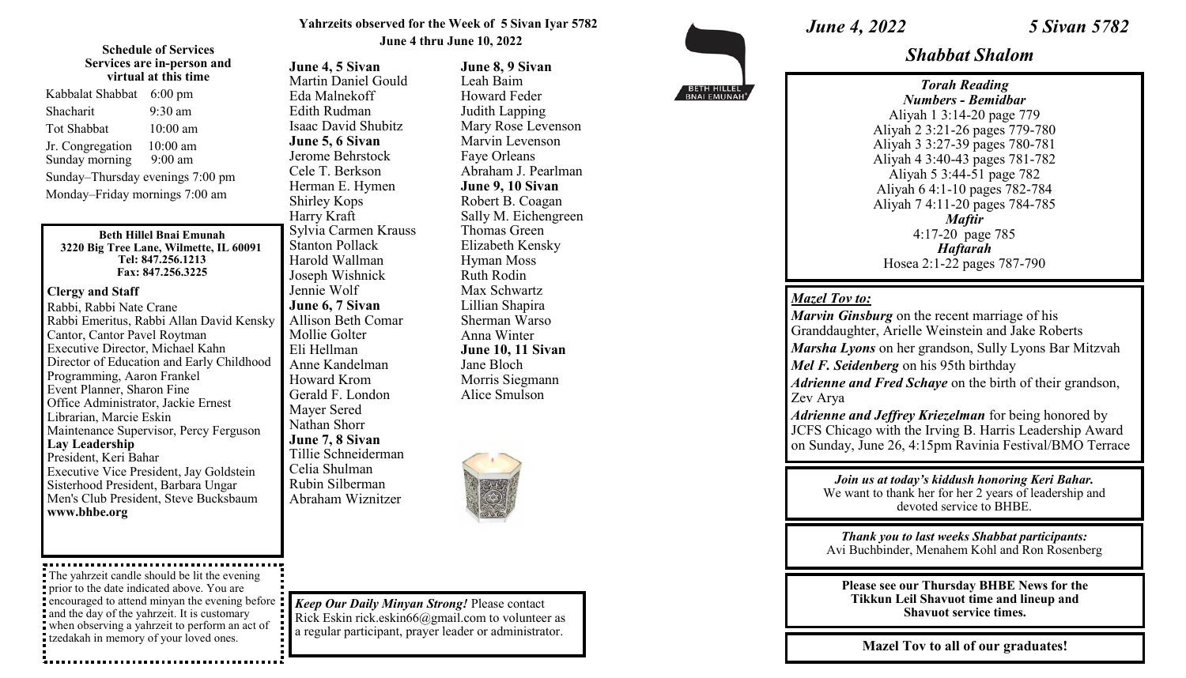**Schedule of Services**
**Services are in-person and virtual at this time**

Kabbalat Shabbat 6:00 pm
Shacharit 9:30 am
Tot Shabbat 10:00 am
Jr. Congregation 10:00 am
Sunday morning 9:00 am
Sunday–Thursday evenings 7:00 pm
Monday–Friday mornings 7:00 am

**Beth Hillel Bnai Emunah**
**3220 Big Tree Lane, Wilmette, IL 60091**
**Tel: 847.256.1213**
**Fax: 847.256.3225**

**Clergy and Staff**
Rabbi, Rabbi Nate Crane
Rabbi Emeritus, Rabbi Allan David Kensky
Cantor, Cantor Pavel Roytman
Executive Director, Michael Kahn
Director of Education and Early Childhood
Programming, Aaron Frankel
Event Planner, Sharon Fine
Office Administrator, Jackie Ernest
Librarian, Marcie Eskin
Maintenance Supervisor, Percy Ferguson
**Lay Leadership**
President, Keri Bahar
Executive Vice President, Jay Goldstein
Sisterhood President, Barbara Ungar
Men's Club President, Steve Bucksbaum
**www.bhbe.org**

The yahrzeit candle should be lit the evening prior to the date indicated above. You are encouraged to attend minyan the evening before and the day of the yahrzeit. It is customary when observing a yahrzeit to perform an act of tzedakah in memory of your loved ones.

**Yahrzeits observed for the Week of 5 Sivan Iyar 5782**
**June 4 thru June 10, 2022**

**June 4, 5 Sivan**
Martin Daniel Gould
Eda Malnekoff
Edith Rudman
Isaac David Shubitz

**June 5, 6 Sivan**
Jerome Behrstock
Cele T. Berkson
Herman E. Hymen
Shirley Kops
Harry Kraft
Sylvia Carmen Krauss
Stanton Pollack
Harold Wallman
Joseph Wishnick
Jennie Wolf

**June 6, 7 Sivan**
Allison Beth Comar
Mollie Golter
Eli Hellman
Anne Kandelman
Howard Krom
Gerald F. London
Mayer Sered
Nathan Shorr

**June 7, 8 Sivan**
Tillie Schneiderman
Celia Shulman
Rubin Silberman
Abraham Wiznitzer

**June 8, 9 Sivan**
Leah Baim
Howard Feder
Judith Lapping
Mary Rose Levenson
Marvin Levenson
Faye Orleans
Abraham J. Pearlman

**June 9, 10 Sivan**
Robert B. Coagan
Sally M. Eichengreen
Thomas Green
Elizabeth Kensky
Hyman Moss
Ruth Rodin
Max Schwartz
Lillian Shapira
Sherman Warso
Anna Winter

**June 10, 11 Sivan**
Jane Bloch
Morris Siegmann
Alice Smulson

***Keep Our Daily Minyan Strong!*** Please contact Rick Eskin rick.eskin66@gmail.com to volunteer as a regular participant, prayer leader or administrator.

BETH HILLEL BNAI EMUNAH

***June 4, 2022*** ***5 Sivan 5782***

## *Shabbat Shalom*

***Torah Reading***
***Numbers - Bemidbar***
Aliyah 1 3:14-20 page 779
Aliyah 2 3:21-26 pages 779-780
Aliyah 3 3:27-39 pages 780-781
Aliyah 4 3:40-43 pages 781-782
Aliyah 5 3:44-51 page 782
Aliyah 6 4:1-10 pages 782-784
Aliyah 7 4:11-20 pages 784-785
***Maftir***
4:17-20 page 785
***Haftarah***
Hosea 2:1-22 pages 787-790

***Mazel Tov to:***
***Marvin Ginsburg*** on the recent marriage of his Granddaughter, Arielle Weinstein and Jake Roberts
***Marsha Lyons*** on her grandson, Sully Lyons Bar Mitzvah
***Mel F. Seidenberg*** on his 95th birthday
***Adrienne and Fred Schaye*** on the birth of their grandson, Zev Arya
***Adrienne and Jeffrey Kriezelman*** for being honored by JCFS Chicago with the Irving B. Harris Leadership Award on Sunday, June 26, 4:15pm Ravinia Festival/BMO Terrace

***Join us at today's kiddush honoring Keri Bahar.***
We want to thank her for her 2 years of leadership and devoted service to BHBE.

***Thank you to last weeks Shabbat participants:***
Avi Buchbinder, Menahem Kohl and Ron Rosenberg

**Please see our Thursday BHBE News for the Tikkun Leil Shavuot time and lineup and Shavuot service times.**

**Mazel Tov to all of our graduates!**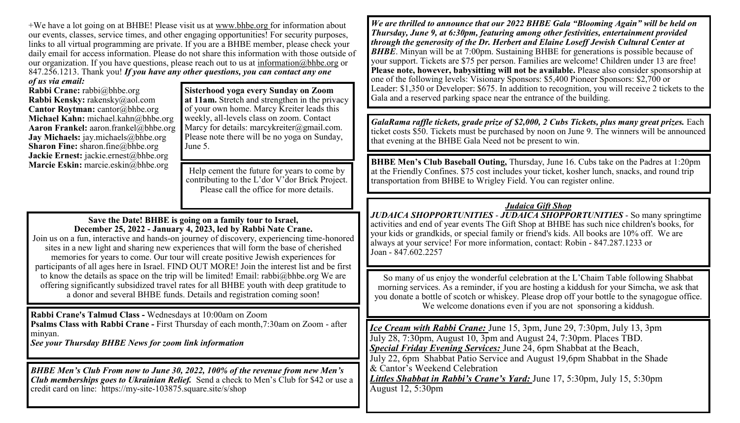+We have a lot going on at BHBE! Please visit us at www.bhbe.org for information about our events, classes, service times, and other engaging opportunities! For security purposes, links to all virtual programming are private. If you are a BHBE member, please check your daily email for access information. Please do not share this information with those outside of our organization. If you have questions, please reach out to us at information@bhbe.org or 847.256.1213. Thank you! ***If you have any other questions, you can contact any one of us via email:***

**Rabbi Crane:** rabbi@bhbe.org
**Rabbi Kensky:** rakensky@aol.com
**Cantor Roytman:** cantor@bhbe.org
**Michael Kahn:** michael.kahn@bhbe.org
**Aaron Frankel:** aaron.frankel@bhbe.org
**Jay Michaels:** jay.michaels@bhbe.org
**Sharon Fine:** sharon.fine@bhbe.org
**Jackie Ernest:** jackie.ernest@bhbe.org
**Marcie Eskin:** marcie.eskin@bhbe.org

**Sisterhood yoga every Sunday on Zoom at 11am.** Stretch and strengthen in the privacy of your own home. Marcy Kreiter leads this weekly, all-levels class on zoom. Contact Marcy for details: marcykreiter@gmail.com. Please note there will be no yoga on Sunday, June 5.

Help cement the future for years to come by contributing to the L'dor V'dor Brick Project. Please call the office for more details.

**Save the Date! BHBE is going on a family tour to Israel, December 25, 2022 - January 4, 2023, led by Rabbi Nate Crane.**
Join us on a fun, interactive and hands-on journey of discovery, experiencing time-honored sites in a new light and sharing new experiences that will form the base of cherished memories for years to come. Our tour will create positive Jewish experiences for participants of all ages here in Israel. FIND OUT MORE! Join the interest list and be first to know the details as space on the trip will be limited! Email: rabbi@bhbe.org We are offering significantly subsidized travel rates for all BHBE youth with deep gratitude to a donor and several BHBE funds. Details and registration coming soon!

**Rabbi Crane's Talmud Class -** Wednesdays at 10:00am on Zoom
**Psalms Class with Rabbi Crane -** First Thursday of each month,7:30am on Zoom - after minyan.
***See your Thursday BHBE News for zoom link information***

***BHBE Men's Club From now to June 30, 2022, 100% of the revenue from new Men's Club memberships goes to Ukrainian Relief.*** Send a check to Men's Club for $42 or use a credit card on line: https://my-site-103875.square.site/s/shop

***We are thrilled to announce that our 2022 BHBE Gala "Blooming Again" will be held on Thursday, June 9, at 6:30pm, featuring among other festivities, entertainment provided through the generosity of the Dr. Herbert and Elaine Loseff Jewish Cultural Center at BHBE***. Minyan will be at 7:00pm. Sustaining BHBE for generations is possible because of your support. Tickets are $75 per person. Families are welcome! Children under 13 are free! **Please note, however, babysitting will not be available.** Please also consider sponsorship at one of the following levels: Visionary Sponsors: $5,400 Pioneer Sponsors: $2,700 or Leader: $1,350 or Developer: $675. In addition to recognition, you will receive 2 tickets to the Gala and a reserved parking space near the entrance of the building.

***GalaRama raffle tickets, grade prize of $2,000, 2 Cubs Tickets, plus many great prizes.*** Each ticket costs $50. Tickets must be purchased by noon on June 9. The winners will be announced that evening at the BHBE Gala Need not be present to win.

**BHBE Men's Club Baseball Outing,** Thursday, June 16. Cubs take on the Padres at 1:20pm at the Friendly Confines. $75 cost includes your ticket, kosher lunch, snacks, and round trip transportation from BHBE to Wrigley Field. You can register online.

***Judaica Gift Shop***

***JUDAICA SHOPPORTUNITIES - JUDAICA SHOPPORTUNITIES*** - So many springtime activities and end of year events The Gift Shop at BHBE has such nice children's books, for your kids or grandkids, or special family or friend's kids. All books are 10% off. We are always at your service! For more information, contact: Robin - 847.287.1233 or Joan - 847.602.2257

So many of us enjoy the wonderful celebration at the L'Chaim Table following Shabbat morning services. As a reminder, if you are hosting a kiddush for your Simcha, we ask that you donate a bottle of scotch or whiskey. Please drop off your bottle to the synagogue office. We welcome donations even if you are not sponsoring a kiddush.

***Ice Cream with Rabbi Crane:*** June 15, 3pm, June 29, 7:30pm, July 13, 3pm July 28, 7:30pm, August 10, 3pm and August 24, 7:30pm. Places TBD.
***Special Friday Evening Services:*** June 24, 6pm Shabbat at the Beach, July 22, 6pm Shabbat Patio Service and August 19,6pm Shabbat in the Shade & Cantor's Weekend Celebration
***Littles Shabbat in Rabbi's Crane's Yard:*** June 17, 5:30pm, July 15, 5:30pm August 12, 5:30pm